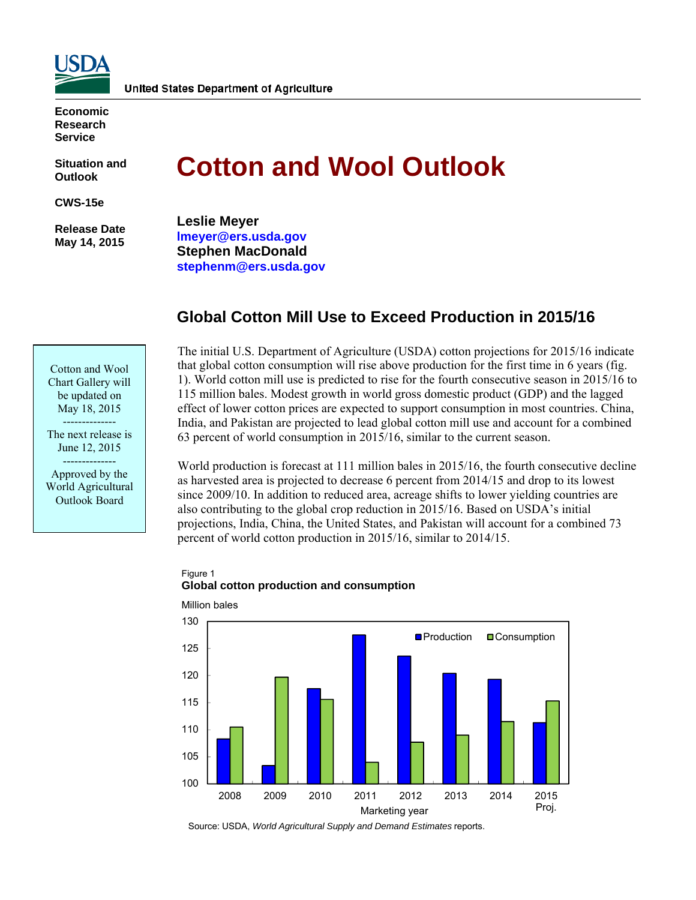**United States Department of Agriculture**

**Economic Research Service**

**Situation and Outlook**

**CWS-15e**

**Release Date May 14, 2015**

# Cotton and Wool Outlook

**Leslie Meyer**
**lmeyer@ers.usda.gov**
**Stephen MacDonald**
**stephenm@ers.usda.gov**

Cotton and Wool Chart Gallery will be updated on May 18, 2015

--------------

The next release is June 12, 2015

--------------

Approved by the World Agricultural Outlook Board

## Global Cotton Mill Use to Exceed Production in 2015/16

The initial U.S. Department of Agriculture (USDA) cotton projections for 2015/16 indicate that global cotton consumption will rise above production for the first time in 6 years (fig. 1). World cotton mill use is predicted to rise for the fourth consecutive season in 2015/16 to 115 million bales. Modest growth in world gross domestic product (GDP) and the lagged effect of lower cotton prices are expected to support consumption in most countries. China, India, and Pakistan are projected to lead global cotton mill use and account for a combined 63 percent of world consumption in 2015/16, similar to the current season.

World production is forecast at 111 million bales in 2015/16, the fourth consecutive decline as harvested area is projected to decrease 6 percent from 2014/15 and drop to its lowest since 2009/10. In addition to reduced area, acreage shifts to lower yielding countries are also contributing to the global crop reduction in 2015/16. Based on USDA's initial projections, India, China, the United States, and Pakistan will account for a combined 73 percent of world cotton production in 2015/16, similar to 2014/15.

Figure 1
**Global cotton production and consumption**

Million bales

| Marketing year | Production | Consumption |
|---|---|---|
| 2008 | 108.3 | 110.5 |
| 2009 | 103.3 | 119.7 |
| 2010 | 117.5 | 115.6 |
| 2011 | 127.5 | 103.9 |
| 2012 | 123.6 | 107.7 |
| 2013 | 120.4 | 108.9 |
| 2014 | 119.3 | 111.5 |
| 2015 Proj. | 111.3 | 115.3 |

Source: USDA, *World Agricultural Supply and Demand Estimates* reports.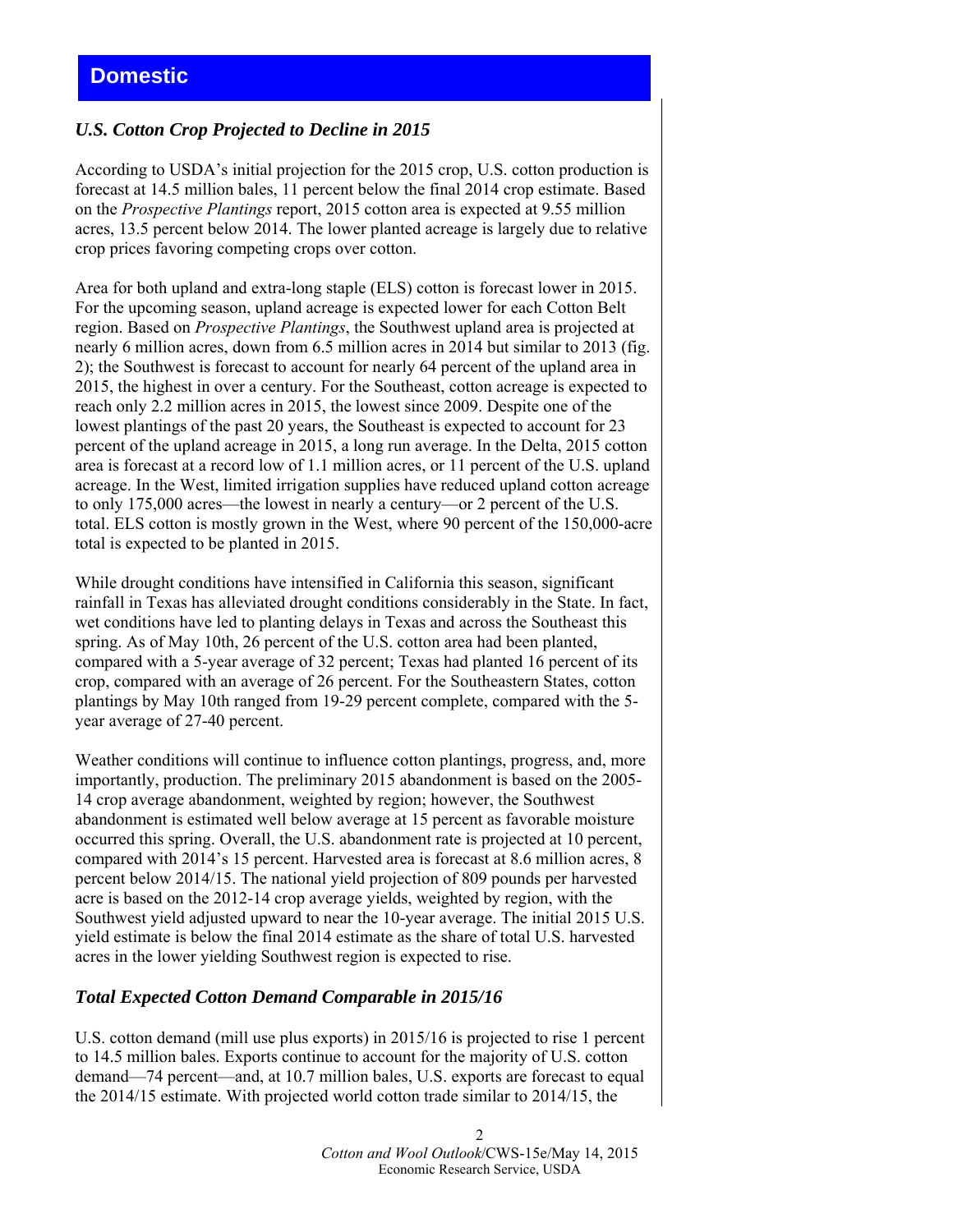# Domestic

## *U.S. Cotton Crop Projected to Decline in 2015*

According to USDA's initial projection for the 2015 crop, U.S. cotton production is forecast at 14.5 million bales, 11 percent below the final 2014 crop estimate. Based on the *Prospective Plantings* report, 2015 cotton area is expected at 9.55 million acres, 13.5 percent below 2014. The lower planted acreage is largely due to relative crop prices favoring competing crops over cotton.

Area for both upland and extra-long staple (ELS) cotton is forecast lower in 2015. For the upcoming season, upland acreage is expected lower for each Cotton Belt region. Based on *Prospective Plantings*, the Southwest upland area is projected at nearly 6 million acres, down from 6.5 million acres in 2014 but similar to 2013 (fig. 2); the Southwest is forecast to account for nearly 64 percent of the upland area in 2015, the highest in over a century. For the Southeast, cotton acreage is expected to reach only 2.2 million acres in 2015, the lowest since 2009. Despite one of the lowest plantings of the past 20 years, the Southeast is expected to account for 23 percent of the upland acreage in 2015, a long run average. In the Delta, 2015 cotton area is forecast at a record low of 1.1 million acres, or 11 percent of the U.S. upland acreage. In the West, limited irrigation supplies have reduced upland cotton acreage to only 175,000 acres—the lowest in nearly a century—or 2 percent of the U.S. total. ELS cotton is mostly grown in the West, where 90 percent of the 150,000-acre total is expected to be planted in 2015.

While drought conditions have intensified in California this season, significant rainfall in Texas has alleviated drought conditions considerably in the State. In fact, wet conditions have led to planting delays in Texas and across the Southeast this spring. As of May 10th, 26 percent of the U.S. cotton area had been planted, compared with a 5-year average of 32 percent; Texas had planted 16 percent of its crop, compared with an average of 26 percent. For the Southeastern States, cotton plantings by May 10th ranged from 19-29 percent complete, compared with the 5-year average of 27-40 percent.

Weather conditions will continue to influence cotton plantings, progress, and, more importantly, production. The preliminary 2015 abandonment is based on the 2005-14 crop average abandonment, weighted by region; however, the Southwest abandonment is estimated well below average at 15 percent as favorable moisture occurred this spring. Overall, the U.S. abandonment rate is projected at 10 percent, compared with 2014's 15 percent. Harvested area is forecast at 8.6 million acres, 8 percent below 2014/15. The national yield projection of 809 pounds per harvested acre is based on the 2012-14 crop average yields, weighted by region, with the Southwest yield adjusted upward to near the 10-year average. The initial 2015 U.S. yield estimate is below the final 2014 estimate as the share of total U.S. harvested acres in the lower yielding Southwest region is expected to rise.

## *Total Expected Cotton Demand Comparable in 2015/16*

U.S. cotton demand (mill use plus exports) in 2015/16 is projected to rise 1 percent to 14.5 million bales. Exports continue to account for the majority of U.S. cotton demand—74 percent—and, at 10.7 million bales, U.S. exports are forecast to equal the 2014/15 estimate. With projected world cotton trade similar to 2014/15, the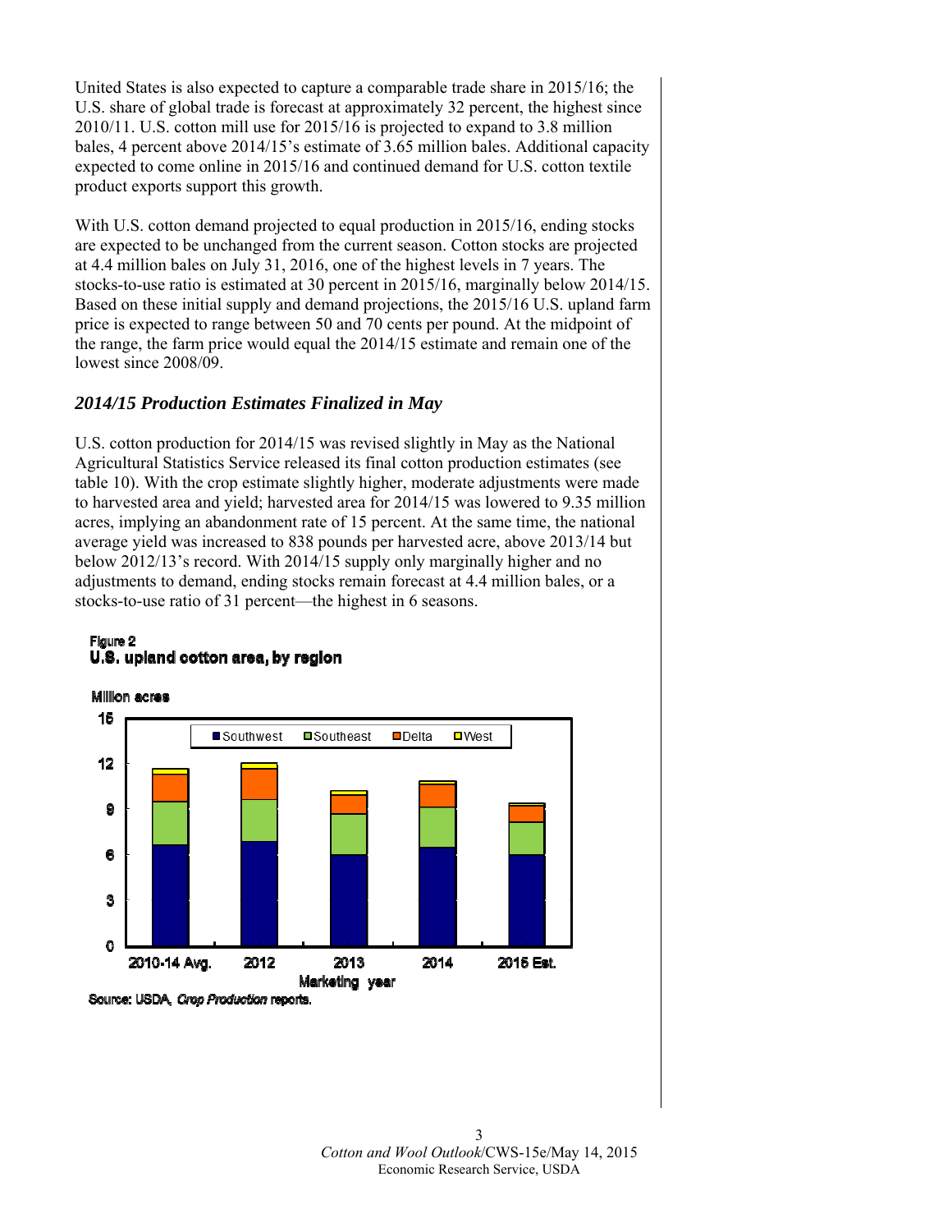United States is also expected to capture a comparable trade share in 2015/16; the U.S. share of global trade is forecast at approximately 32 percent, the highest since 2010/11. U.S. cotton mill use for 2015/16 is projected to expand to 3.8 million bales, 4 percent above 2014/15's estimate of 3.65 million bales. Additional capacity expected to come online in 2015/16 and continued demand for U.S. cotton textile product exports support this growth.

With U.S. cotton demand projected to equal production in 2015/16, ending stocks are expected to be unchanged from the current season. Cotton stocks are projected at 4.4 million bales on July 31, 2016, one of the highest levels in 7 years. The stocks-to-use ratio is estimated at 30 percent in 2015/16, marginally below 2014/15. Based on these initial supply and demand projections, the 2015/16 U.S. upland farm price is expected to range between 50 and 70 cents per pound. At the midpoint of the range, the farm price would equal the 2014/15 estimate and remain one of the lowest since 2008/09.

### *2014/15 Production Estimates Finalized in May*

U.S. cotton production for 2014/15 was revised slightly in May as the National Agricultural Statistics Service released its final cotton production estimates (see table 10). With the crop estimate slightly higher, moderate adjustments were made to harvested area and yield; harvested area for 2014/15 was lowered to 9.35 million acres, implying an abandonment rate of 15 percent. At the same time, the national average yield was increased to 838 pounds per harvested acre, above 2013/14 but below 2012/13's record. With 2014/15 supply only marginally higher and no adjustments to demand, ending stocks remain forecast at 4.4 million bales, or a stocks-to-use ratio of 31 percent—the highest in 6 seasons.

**Figure 2**
**U.S. upland cotton area, by region**

Million acres

Source: USDA, *Crop Production* reports.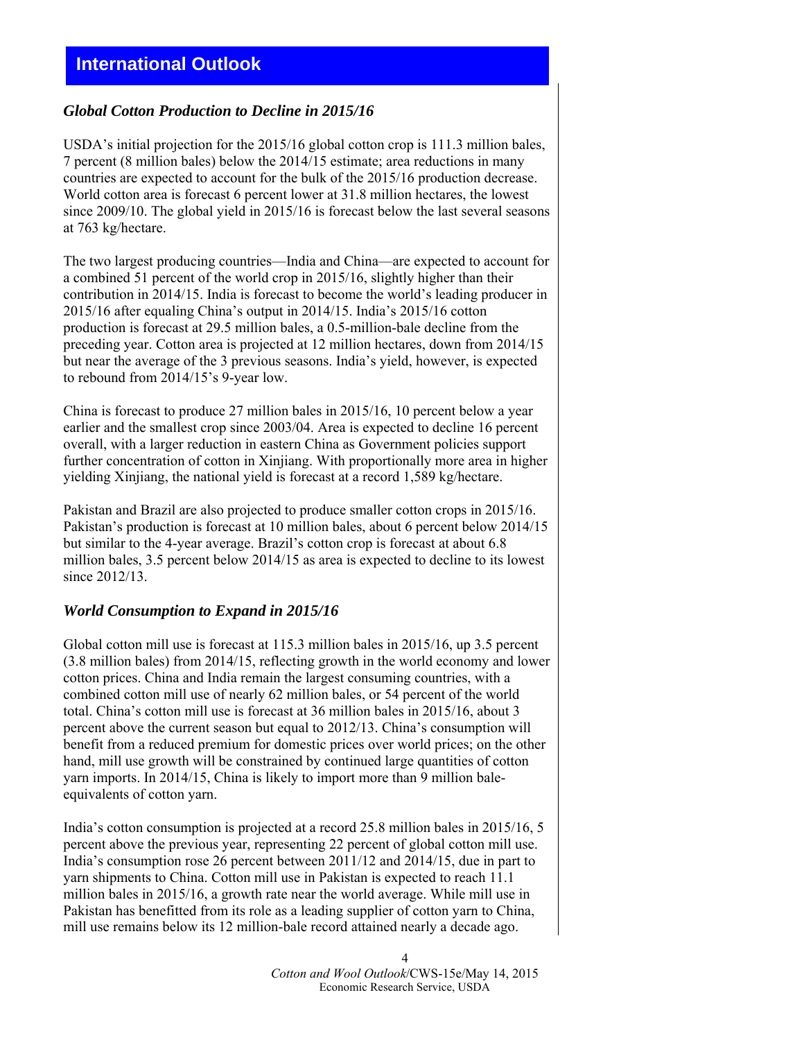# International Outlook

### *Global Cotton Production to Decline in 2015/16*

USDA's initial projection for the 2015/16 global cotton crop is 111.3 million bales, 7 percent (8 million bales) below the 2014/15 estimate; area reductions in many countries are expected to account for the bulk of the 2015/16 production decrease. World cotton area is forecast 6 percent lower at 31.8 million hectares, the lowest since 2009/10. The global yield in 2015/16 is forecast below the last several seasons at 763 kg/hectare.

The two largest producing countries—India and China—are expected to account for a combined 51 percent of the world crop in 2015/16, slightly higher than their contribution in 2014/15. India is forecast to become the world's leading producer in 2015/16 after equaling China's output in 2014/15. India's 2015/16 cotton production is forecast at 29.5 million bales, a 0.5-million-bale decline from the preceding year. Cotton area is projected at 12 million hectares, down from 2014/15 but near the average of the 3 previous seasons. India's yield, however, is expected to rebound from 2014/15's 9-year low.

China is forecast to produce 27 million bales in 2015/16, 10 percent below a year earlier and the smallest crop since 2003/04. Area is expected to decline 16 percent overall, with a larger reduction in eastern China as Government policies support further concentration of cotton in Xinjiang. With proportionally more area in higher yielding Xinjiang, the national yield is forecast at a record 1,589 kg/hectare.

Pakistan and Brazil are also projected to produce smaller cotton crops in 2015/16. Pakistan's production is forecast at 10 million bales, about 6 percent below 2014/15 but similar to the 4-year average. Brazil's cotton crop is forecast at about 6.8 million bales, 3.5 percent below 2014/15 as area is expected to decline to its lowest since 2012/13.

### *World Consumption to Expand in 2015/16*

Global cotton mill use is forecast at 115.3 million bales in 2015/16, up 3.5 percent (3.8 million bales) from 2014/15, reflecting growth in the world economy and lower cotton prices. China and India remain the largest consuming countries, with a combined cotton mill use of nearly 62 million bales, or 54 percent of the world total. China's cotton mill use is forecast at 36 million bales in 2015/16, about 3 percent above the current season but equal to 2012/13. China's consumption will benefit from a reduced premium for domestic prices over world prices; on the other hand, mill use growth will be constrained by continued large quantities of cotton yarn imports. In 2014/15, China is likely to import more than 9 million bale-equivalents of cotton yarn.

India's cotton consumption is projected at a record 25.8 million bales in 2015/16, 5 percent above the previous year, representing 22 percent of global cotton mill use. India's consumption rose 26 percent between 2011/12 and 2014/15, due in part to yarn shipments to China. Cotton mill use in Pakistan is expected to reach 11.1 million bales in 2015/16, a growth rate near the world average. While mill use in Pakistan has benefitted from its role as a leading supplier of cotton yarn to China, mill use remains below its 12 million-bale record attained nearly a decade ago.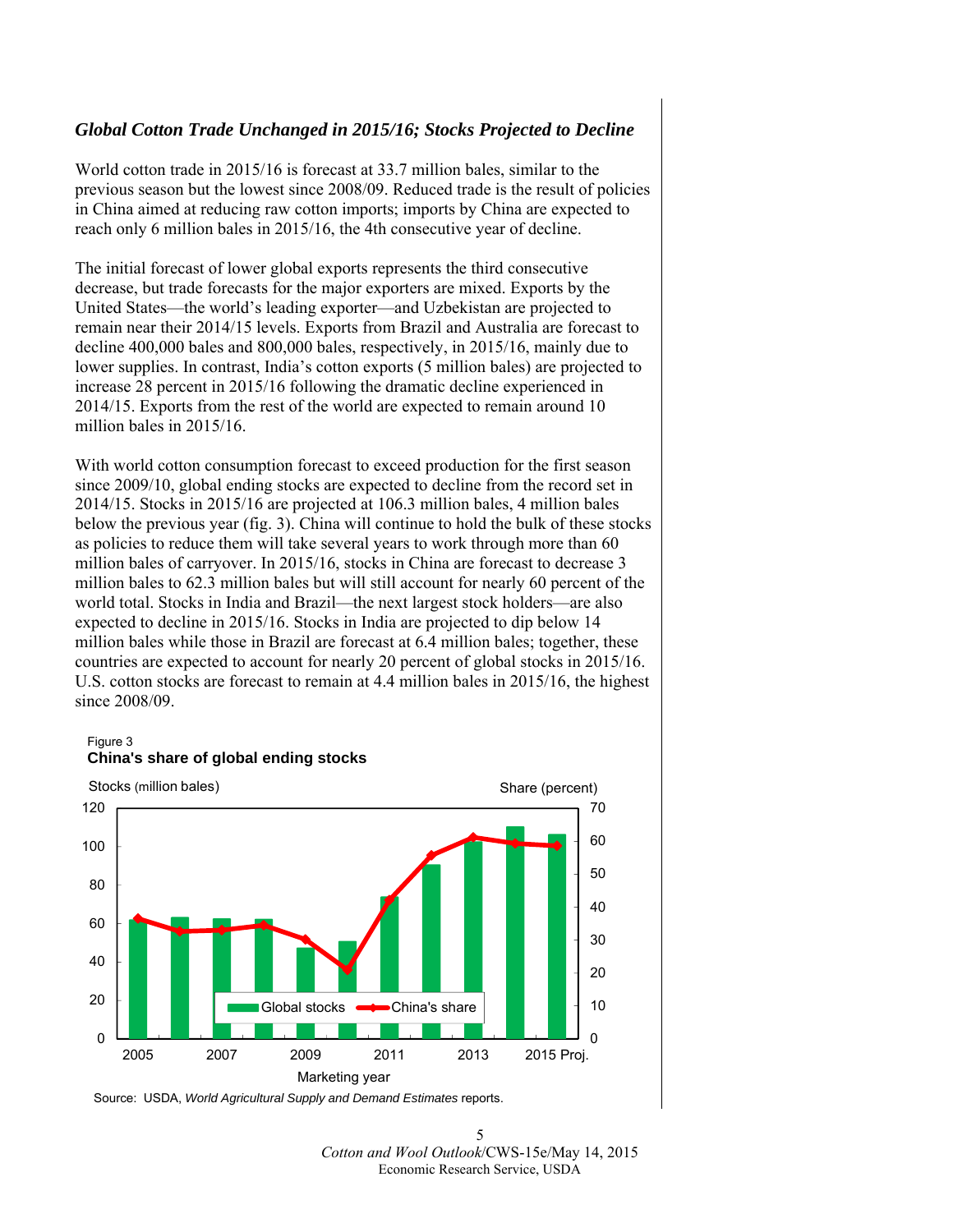### *Global Cotton Trade Unchanged in 2015/16; Stocks Projected to Decline*

World cotton trade in 2015/16 is forecast at 33.7 million bales, similar to the previous season but the lowest since 2008/09. Reduced trade is the result of policies in China aimed at reducing raw cotton imports; imports by China are expected to reach only 6 million bales in 2015/16, the 4th consecutive year of decline.

The initial forecast of lower global exports represents the third consecutive decrease, but trade forecasts for the major exporters are mixed. Exports by the United States—the world's leading exporter—and Uzbekistan are projected to remain near their 2014/15 levels. Exports from Brazil and Australia are forecast to decline 400,000 bales and 800,000 bales, respectively, in 2015/16, mainly due to lower supplies. In contrast, India's cotton exports (5 million bales) are projected to increase 28 percent in 2015/16 following the dramatic decline experienced in 2014/15. Exports from the rest of the world are expected to remain around 10 million bales in 2015/16.

With world cotton consumption forecast to exceed production for the first season since 2009/10, global ending stocks are expected to decline from the record set in 2014/15. Stocks in 2015/16 are projected at 106.3 million bales, 4 million bales below the previous year (fig. 3). China will continue to hold the bulk of these stocks as policies to reduce them will take several years to work through more than 60 million bales of carryover. In 2015/16, stocks in China are forecast to decrease 3 million bales to 62.3 million bales but will still account for nearly 60 percent of the world total. Stocks in India and Brazil—the next largest stock holders—are also expected to decline in 2015/16. Stocks in India are projected to dip below 14 million bales while those in Brazil are forecast at 6.4 million bales; together, these countries are expected to account for nearly 20 percent of global stocks in 2015/16. U.S. cotton stocks are forecast to remain at 4.4 million bales in 2015/16, the highest since 2008/09.

Figure 3
**China's share of global ending stocks**

Stocks (million bales) / Share (percent)

Legend: Global stocks; China's share

Marketing year: 2005, 2007, 2009, 2011, 2013, 2015 Proj.

Source: USDA, *World Agricultural Supply and Demand Estimates* reports.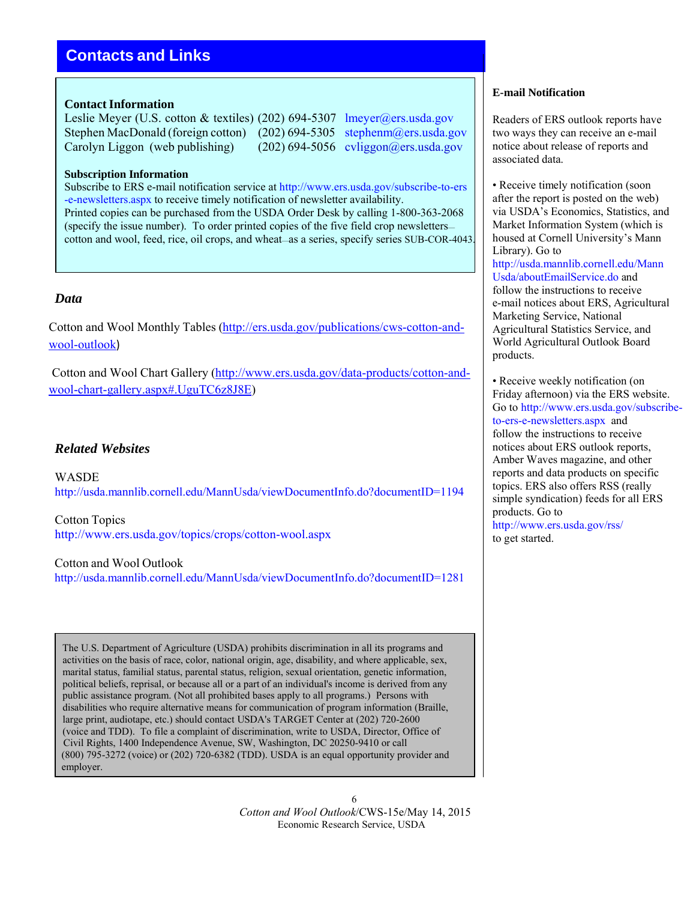# Contacts and Links

**Contact Information**

| | | |
|---|---|---|
| Leslie Meyer (U.S. cotton & textiles) | (202) 694-5307 | lmeyer@ers.usda.gov |
| Stephen MacDonald (foreign cotton) | (202) 694-5305 | stephenm@ers.usda.gov |
| Carolyn Liggon (web publishing) | (202) 694-5056 | cvliggon@ers.usda.gov |

**Subscription Information**

Subscribe to ERS e-mail notification service at http://www.ers.usda.gov/subscribe-to-ers-e-newsletters.aspx to receive timely notification of newsletter availability. Printed copies can be purchased from the USDA Order Desk by calling 1-800-363-2068 (specify the issue number). To order printed copies of the five field crop newsletters—cotton and wool, feed, rice, oil crops, and wheat—as a series, specify series SUB-COR-4043.

### *Data*

Cotton and Wool Monthly Tables (http://ers.usda.gov/publications/cws-cotton-and-wool-outlook)

Cotton and Wool Chart Gallery (http://www.ers.usda.gov/data-products/cotton-and-wool-chart-gallery.aspx#.UguTC6z8J8E)

### *Related Websites*

WASDE
http://usda.mannlib.cornell.edu/MannUsda/viewDocumentInfo.do?documentID=1194

Cotton Topics
http://www.ers.usda.gov/topics/crops/cotton-wool.aspx

Cotton and Wool Outlook
http://usda.mannlib.cornell.edu/MannUsda/viewDocumentInfo.do?documentID=1281

The U.S. Department of Agriculture (USDA) prohibits discrimination in all its programs and activities on the basis of race, color, national origin, age, disability, and where applicable, sex, marital status, familial status, parental status, religion, sexual orientation, genetic information, political beliefs, reprisal, or because all or a part of an individual's income is derived from any public assistance program. (Not all prohibited bases apply to all programs.) Persons with disabilities who require alternative means for communication of program information (Braille, large print, audiotape, etc.) should contact USDA's TARGET Center at (202) 720-2600 (voice and TDD). To file a complaint of discrimination, write to USDA, Director, Office of Civil Rights, 1400 Independence Avenue, SW, Washington, DC 20250-9410 or call (800) 795-3272 (voice) or (202) 720-6382 (TDD). USDA is an equal opportunity provider and employer.

**E-mail Notification**

Readers of ERS outlook reports have two ways they can receive an e-mail notice about release of reports and associated data.

- Receive timely notification (soon after the report is posted on the web) via USDA's Economics, Statistics, and Market Information System (which is housed at Cornell University's Mann Library). Go to http://usda.mannlib.cornell.edu/MannUsda/aboutEmailService.do and follow the instructions to receive e-mail notices about ERS, Agricultural Marketing Service, National Agricultural Statistics Service, and World Agricultural Outlook Board products.

- Receive weekly notification (on Friday afternoon) via the ERS website. Go to http://www.ers.usda.gov/subscribe-to-ers-e-newsletters.aspx and follow the instructions to receive notices about ERS outlook reports, Amber Waves magazine, and other reports and data products on specific topics. ERS also offers RSS (really simple syndication) feeds for all ERS products. Go to http://www.ers.usda.gov/rss/ to get started.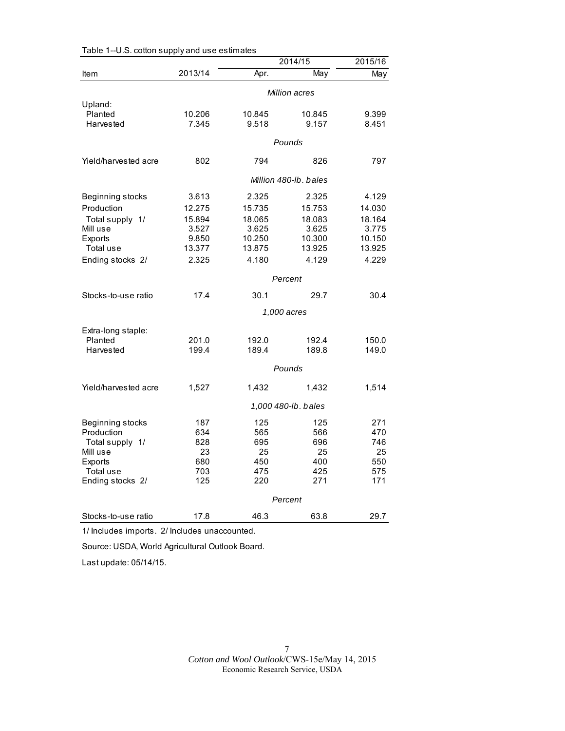Table 1--U.S. cotton supply and use estimates

| Item | 2013/14 | 2014/15 Apr. | 2014/15 May | 2015/16 May |
|---|---|---|---|---|
| | | *Million acres* | | |
| Upland: | | | | |
| Planted | 10.206 | 10.845 | 10.845 | 9.399 |
| Harvested | 7.345 | 9.518 | 9.157 | 8.451 |
| | | *Pounds* | | |
| Yield/harvested acre | 802 | 794 | 826 | 797 |
| | | *Million 480-lb. bales* | | |
| Beginning stocks | 3.613 | 2.325 | 2.325 | 4.129 |
| Production | 12.275 | 15.735 | 15.753 | 14.030 |
| Total supply 1/ | 15.894 | 18.065 | 18.083 | 18.164 |
| Mill use | 3.527 | 3.625 | 3.625 | 3.775 |
| Exports | 9.850 | 10.250 | 10.300 | 10.150 |
| Total use | 13.377 | 13.875 | 13.925 | 13.925 |
| Ending stocks 2/ | 2.325 | 4.180 | 4.129 | 4.229 |
| | | *Percent* | | |
| Stocks-to-use ratio | 17.4 | 30.1 | 29.7 | 30.4 |
| | | *1,000 acres* | | |
| Extra-long staple: | | | | |
| Planted | 201.0 | 192.0 | 192.4 | 150.0 |
| Harvested | 199.4 | 189.4 | 189.8 | 149.0 |
| | | *Pounds* | | |
| Yield/harvested acre | 1,527 | 1,432 | 1,432 | 1,514 |
| | | *1,000 480-lb. bales* | | |
| Beginning stocks | 187 | 125 | 125 | 271 |
| Production | 634 | 565 | 566 | 470 |
| Total supply 1/ | 828 | 695 | 696 | 746 |
| Mill use | 23 | 25 | 25 | 25 |
| Exports | 680 | 450 | 400 | 550 |
| Total use | 703 | 475 | 425 | 575 |
| Ending stocks 2/ | 125 | 220 | 271 | 171 |
| | | *Percent* | | |
| Stocks-to-use ratio | 17.8 | 46.3 | 63.8 | 29.7 |

1/ Includes imports. 2/ Includes unaccounted.

Source: USDA, World Agricultural Outlook Board.

Last update: 05/14/15.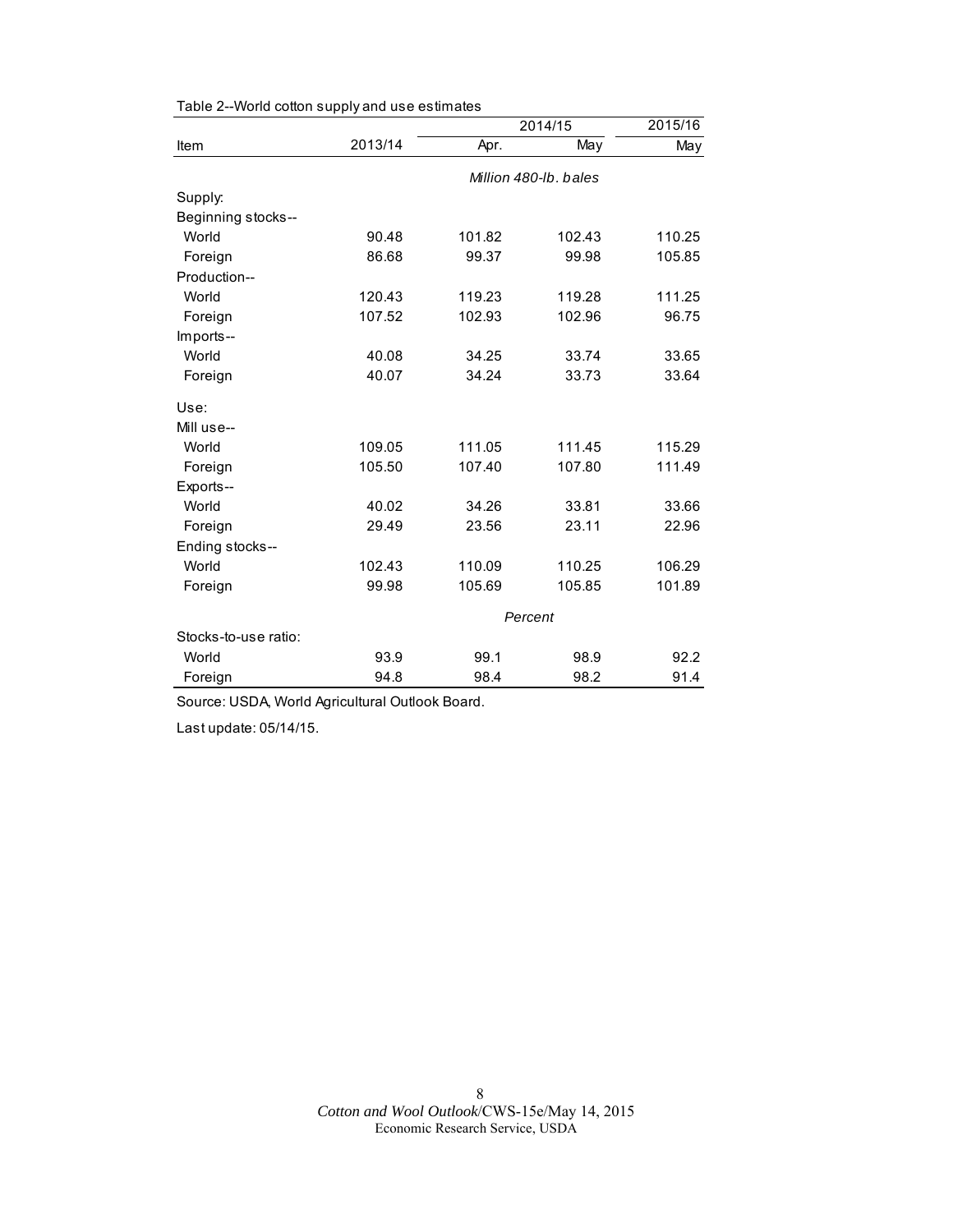Table 2--World cotton supply and use estimates

| Item | 2013/14 | 2014/15 | | 2015/16 |
|---|---|---|---|---|
| | | Apr. | May | May |
| | *Million 480-lb. bales* | | | |
| Supply: | | | | |
| Beginning stocks-- | | | | |
| World | 90.48 | 101.82 | 102.43 | 110.25 |
| Foreign | 86.68 | 99.37 | 99.98 | 105.85 |
| Production-- | | | | |
| World | 120.43 | 119.23 | 119.28 | 111.25 |
| Foreign | 107.52 | 102.93 | 102.96 | 96.75 |
| Imports-- | | | | |
| World | 40.08 | 34.25 | 33.74 | 33.65 |
| Foreign | 40.07 | 34.24 | 33.73 | 33.64 |
| Use: | | | | |
| Mill use-- | | | | |
| World | 109.05 | 111.05 | 111.45 | 115.29 |
| Foreign | 105.50 | 107.40 | 107.80 | 111.49 |
| Exports-- | | | | |
| World | 40.02 | 34.26 | 33.81 | 33.66 |
| Foreign | 29.49 | 23.56 | 23.11 | 22.96 |
| Ending stocks-- | | | | |
| World | 102.43 | 110.09 | 110.25 | 106.29 |
| Foreign | 99.98 | 105.69 | 105.85 | 101.89 |
| | *Percent* | | | |
| Stocks-to-use ratio: | | | | |
| World | 93.9 | 99.1 | 98.9 | 92.2 |
| Foreign | 94.8 | 98.4 | 98.2 | 91.4 |

Source: USDA, World Agricultural Outlook Board.

Last update: 05/14/15.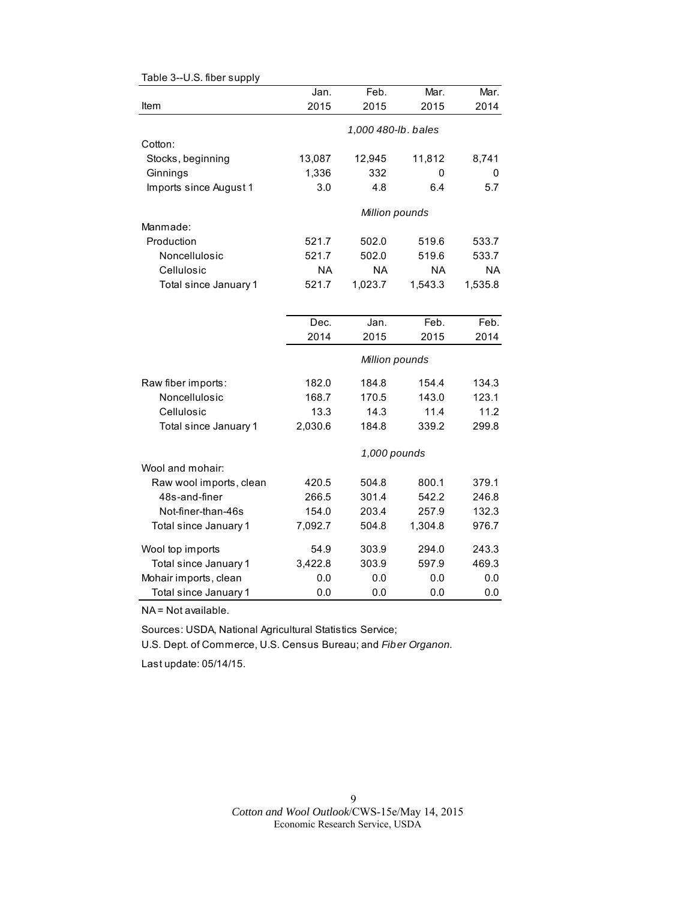Table 3--U.S. fiber supply

| Item | Jan. 2015 | Feb. 2015 | Mar. 2015 | Mar. 2014 |
|---|---|---|---|---|
| | *1,000 480-lb. bales* | | | |
| Cotton: | | | | |
| Stocks, beginning | 13,087 | 12,945 | 11,812 | 8,741 |
| Ginnings | 1,336 | 332 | 0 | 0 |
| Imports since August 1 | 3.0 | 4.8 | 6.4 | 5.7 |
| | *Million pounds* | | | |
| Manmade: | | | | |
| Production | 521.7 | 502.0 | 519.6 | 533.7 |
| Noncellulosic | 521.7 | 502.0 | 519.6 | 533.7 |
| Cellulosic | NA | NA | NA | NA |
| Total since January 1 | 521.7 | 1,023.7 | 1,543.3 | 1,535.8 |

| Item | Dec. 2014 | Jan. 2015 | Feb. 2015 | Feb. 2014 |
|---|---|---|---|---|
| | *Million pounds* | | | |
| Raw fiber imports: | 182.0 | 184.8 | 154.4 | 134.3 |
| Noncellulosic | 168.7 | 170.5 | 143.0 | 123.1 |
| Cellulosic | 13.3 | 14.3 | 11.4 | 11.2 |
| Total since January 1 | 2,030.6 | 184.8 | 339.2 | 299.8 |
| | *1,000 pounds* | | | |
| Wool and mohair: | | | | |
| Raw wool imports, clean | 420.5 | 504.8 | 800.1 | 379.1 |
| 48s-and-finer | 266.5 | 301.4 | 542.2 | 246.8 |
| Not-finer-than-46s | 154.0 | 203.4 | 257.9 | 132.3 |
| Total since January 1 | 7,092.7 | 504.8 | 1,304.8 | 976.7 |
| Wool top imports | 54.9 | 303.9 | 294.0 | 243.3 |
| Total since January 1 | 3,422.8 | 303.9 | 597.9 | 469.3 |
| Mohair imports, clean | 0.0 | 0.0 | 0.0 | 0.0 |
| Total since January 1 | 0.0 | 0.0 | 0.0 | 0.0 |

NA = Not available.

Sources: USDA, National Agricultural Statistics Service;
U.S. Dept. of Commerce, U.S. Census Bureau; and *Fiber Organon.*

Last update: 05/14/15.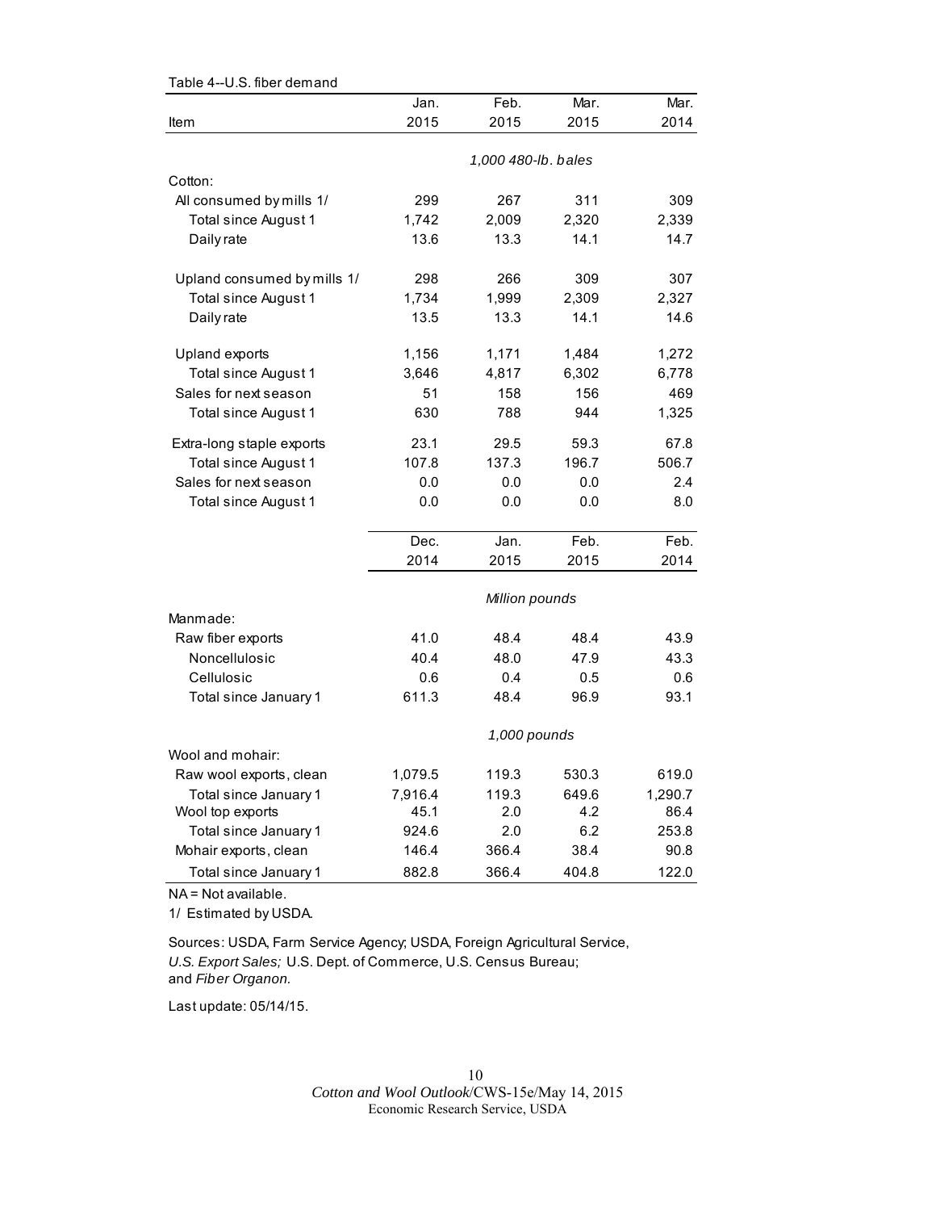Table 4--U.S. fiber demand

| Item | Jan. 2015 | Feb. 2015 | Mar. 2015 | Mar. 2014 |
|---|---|---|---|---|
| | *1,000 480-lb. bales* | | | |
| Cotton: | | | | |
| All consumed by mills 1/ | 299 | 267 | 311 | 309 |
| Total since August 1 | 1,742 | 2,009 | 2,320 | 2,339 |
| Daily rate | 13.6 | 13.3 | 14.1 | 14.7 |
| Upland consumed by mills 1/ | 298 | 266 | 309 | 307 |
| Total since August 1 | 1,734 | 1,999 | 2,309 | 2,327 |
| Daily rate | 13.5 | 13.3 | 14.1 | 14.6 |
| Upland exports | 1,156 | 1,171 | 1,484 | 1,272 |
| Total since August 1 | 3,646 | 4,817 | 6,302 | 6,778 |
| Sales for next season | 51 | 158 | 156 | 469 |
| Total since August 1 | 630 | 788 | 944 | 1,325 |
| Extra-long staple exports | 23.1 | 29.5 | 59.3 | 67.8 |
| Total since August 1 | 107.8 | 137.3 | 196.7 | 506.7 |
| Sales for next season | 0.0 | 0.0 | 0.0 | 2.4 |
| Total since August 1 | 0.0 | 0.0 | 0.0 | 8.0 |
| | **Dec. 2014** | **Jan. 2015** | **Feb. 2015** | **Feb. 2014** |
| | *Million pounds* | | | |
| Manmade: | | | | |
| Raw fiber exports | 41.0 | 48.4 | 48.4 | 43.9 |
| Noncellulosic | 40.4 | 48.0 | 47.9 | 43.3 |
| Cellulosic | 0.6 | 0.4 | 0.5 | 0.6 |
| Total since January 1 | 611.3 | 48.4 | 96.9 | 93.1 |
| | *1,000 pounds* | | | |
| Wool and mohair: | | | | |
| Raw wool exports, clean | 1,079.5 | 119.3 | 530.3 | 619.0 |
| Total since January 1 | 7,916.4 | 119.3 | 649.6 | 1,290.7 |
| Wool top exports | 45.1 | 2.0 | 4.2 | 86.4 |
| Total since January 1 | 924.6 | 2.0 | 6.2 | 253.8 |
| Mohair exports, clean | 146.4 | 366.4 | 38.4 | 90.8 |
| Total since January 1 | 882.8 | 366.4 | 404.8 | 122.0 |

NA = Not available.

1/ Estimated by USDA.

Sources: USDA, Farm Service Agency; USDA, Foreign Agricultural Service, *U.S. Export Sales;* U.S. Dept. of Commerce, U.S. Census Bureau; and *Fiber Organon.*

Last update: 05/14/15.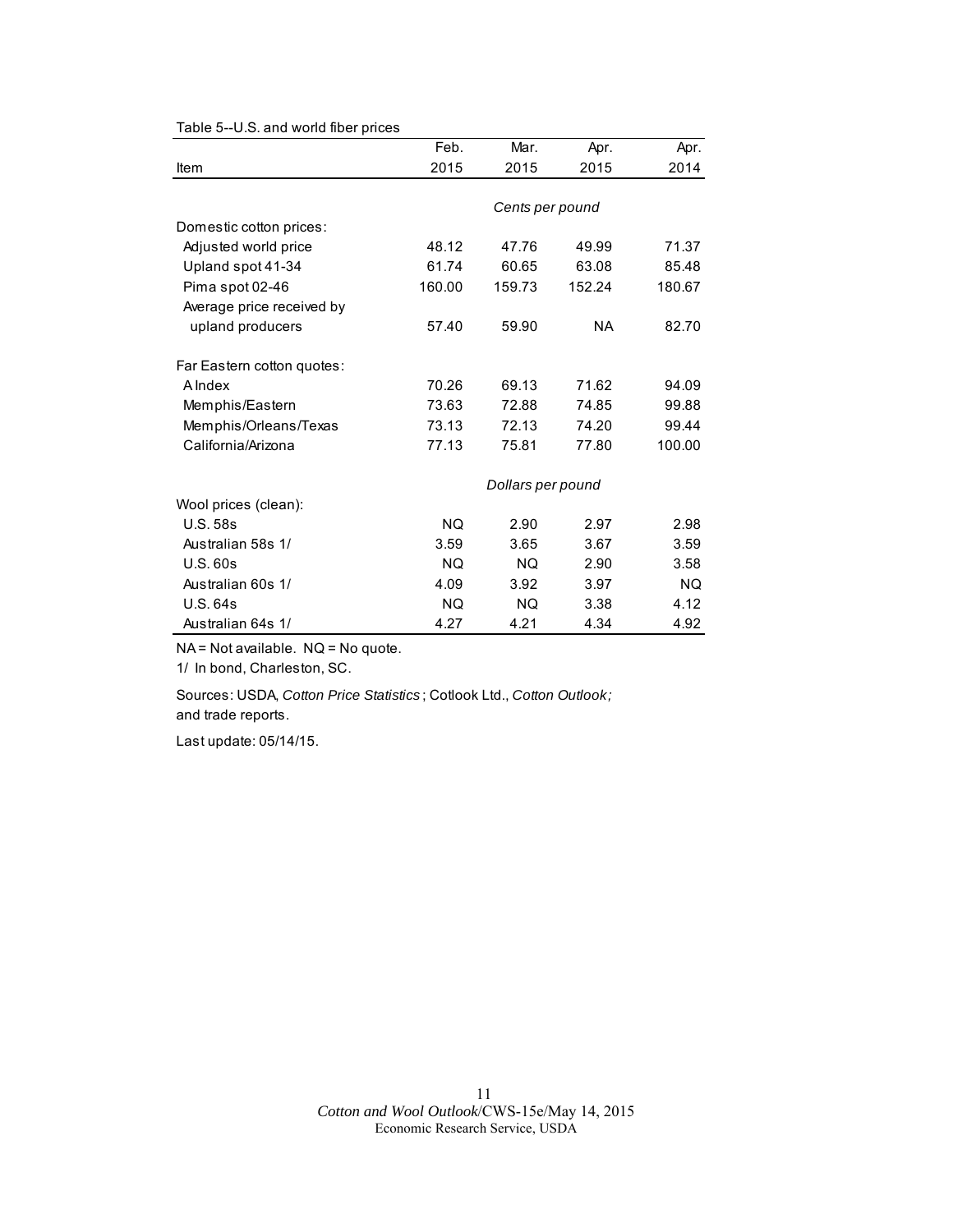Table 5--U.S. and world fiber prices

| Item | Feb. 2015 | Mar. 2015 | Apr. 2015 | Apr. 2014 |
|---|---|---|---|---|
| | *Cents per pound* | | | |
| Domestic cotton prices: | | | | |
| Adjusted world price | 48.12 | 47.76 | 49.99 | 71.37 |
| Upland spot 41-34 | 61.74 | 60.65 | 63.08 | 85.48 |
| Pima spot 02-46 | 160.00 | 159.73 | 152.24 | 180.67 |
| Average price received by upland producers | 57.40 | 59.90 | NA | 82.70 |
| Far Eastern cotton quotes: | | | | |
| A Index | 70.26 | 69.13 | 71.62 | 94.09 |
| Memphis/Eastern | 73.63 | 72.88 | 74.85 | 99.88 |
| Memphis/Orleans/Texas | 73.13 | 72.13 | 74.20 | 99.44 |
| California/Arizona | 77.13 | 75.81 | 77.80 | 100.00 |
| | *Dollars per pound* | | | |
| Wool prices (clean): | | | | |
| U.S. 58s | NQ | 2.90 | 2.97 | 2.98 |
| Australian 58s 1/ | 3.59 | 3.65 | 3.67 | 3.59 |
| U.S. 60s | NQ | NQ | 2.90 | 3.58 |
| Australian 60s 1/ | 4.09 | 3.92 | 3.97 | NQ |
| U.S. 64s | NQ | NQ | 3.38 | 4.12 |
| Australian 64s 1/ | 4.27 | 4.21 | 4.34 | 4.92 |

NA = Not available. NQ = No quote.

1/ In bond, Charleston, SC.

Sources: USDA, *Cotton Price Statistics*; Cotlook Ltd., *Cotton Outlook;* and trade reports.

Last update: 05/14/15.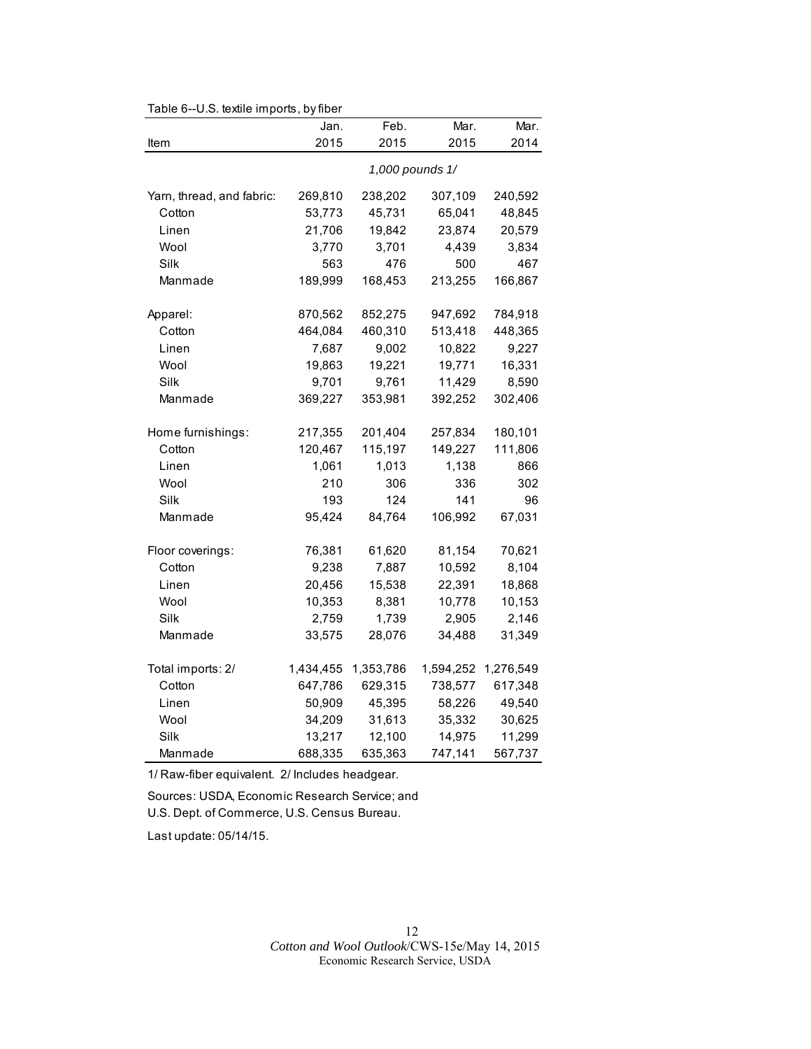Table 6--U.S. textile imports, by fiber

| Item | Jan. 2015 | Feb. 2015 | Mar. 2015 | Mar. 2014 |
|---|---|---|---|---|
| | 1,000 pounds 1/ | | | |
| Yarn, thread, and fabric: | 269,810 | 238,202 | 307,109 | 240,592 |
| Cotton | 53,773 | 45,731 | 65,041 | 48,845 |
| Linen | 21,706 | 19,842 | 23,874 | 20,579 |
| Wool | 3,770 | 3,701 | 4,439 | 3,834 |
| Silk | 563 | 476 | 500 | 467 |
| Manmade | 189,999 | 168,453 | 213,255 | 166,867 |
| Apparel: | 870,562 | 852,275 | 947,692 | 784,918 |
| Cotton | 464,084 | 460,310 | 513,418 | 448,365 |
| Linen | 7,687 | 9,002 | 10,822 | 9,227 |
| Wool | 19,863 | 19,221 | 19,771 | 16,331 |
| Silk | 9,701 | 9,761 | 11,429 | 8,590 |
| Manmade | 369,227 | 353,981 | 392,252 | 302,406 |
| Home furnishings: | 217,355 | 201,404 | 257,834 | 180,101 |
| Cotton | 120,467 | 115,197 | 149,227 | 111,806 |
| Linen | 1,061 | 1,013 | 1,138 | 866 |
| Wool | 210 | 306 | 336 | 302 |
| Silk | 193 | 124 | 141 | 96 |
| Manmade | 95,424 | 84,764 | 106,992 | 67,031 |
| Floor coverings: | 76,381 | 61,620 | 81,154 | 70,621 |
| Cotton | 9,238 | 7,887 | 10,592 | 8,104 |
| Linen | 20,456 | 15,538 | 22,391 | 18,868 |
| Wool | 10,353 | 8,381 | 10,778 | 10,153 |
| Silk | 2,759 | 1,739 | 2,905 | 2,146 |
| Manmade | 33,575 | 28,076 | 34,488 | 31,349 |
| Total imports: 2/ | 1,434,455 | 1,353,786 | 1,594,252 | 1,276,549 |
| Cotton | 647,786 | 629,315 | 738,577 | 617,348 |
| Linen | 50,909 | 45,395 | 58,226 | 49,540 |
| Wool | 34,209 | 31,613 | 35,332 | 30,625 |
| Silk | 13,217 | 12,100 | 14,975 | 11,299 |
| Manmade | 688,335 | 635,363 | 747,141 | 567,737 |

1/ Raw-fiber equivalent. 2/ Includes headgear.

Sources: USDA, Economic Research Service; and U.S. Dept. of Commerce, U.S. Census Bureau.

Last update: 05/14/15.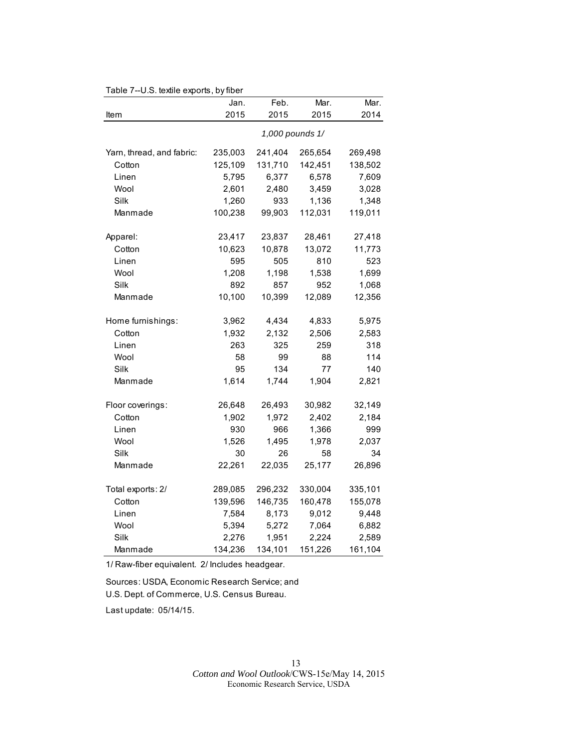Table 7--U.S. textile exports, by fiber

| Item | Jan. 2015 | Feb. 2015 | Mar. 2015 | Mar. 2014 |
|---|---|---|---|---|
| | *1,000 pounds 1/* | | | |
| Yarn, thread, and fabric: | 235,003 | 241,404 | 265,654 | 269,498 |
| Cotton | 125,109 | 131,710 | 142,451 | 138,502 |
| Linen | 5,795 | 6,377 | 6,578 | 7,609 |
| Wool | 2,601 | 2,480 | 3,459 | 3,028 |
| Silk | 1,260 | 933 | 1,136 | 1,348 |
| Manmade | 100,238 | 99,903 | 112,031 | 119,011 |
| Apparel: | 23,417 | 23,837 | 28,461 | 27,418 |
| Cotton | 10,623 | 10,878 | 13,072 | 11,773 |
| Linen | 595 | 505 | 810 | 523 |
| Wool | 1,208 | 1,198 | 1,538 | 1,699 |
| Silk | 892 | 857 | 952 | 1,068 |
| Manmade | 10,100 | 10,399 | 12,089 | 12,356 |
| Home furnishings: | 3,962 | 4,434 | 4,833 | 5,975 |
| Cotton | 1,932 | 2,132 | 2,506 | 2,583 |
| Linen | 263 | 325 | 259 | 318 |
| Wool | 58 | 99 | 88 | 114 |
| Silk | 95 | 134 | 77 | 140 |
| Manmade | 1,614 | 1,744 | 1,904 | 2,821 |
| Floor coverings: | 26,648 | 26,493 | 30,982 | 32,149 |
| Cotton | 1,902 | 1,972 | 2,402 | 2,184 |
| Linen | 930 | 966 | 1,366 | 999 |
| Wool | 1,526 | 1,495 | 1,978 | 2,037 |
| Silk | 30 | 26 | 58 | 34 |
| Manmade | 22,261 | 22,035 | 25,177 | 26,896 |
| Total exports: 2/ | 289,085 | 296,232 | 330,004 | 335,101 |
| Cotton | 139,596 | 146,735 | 160,478 | 155,078 |
| Linen | 7,584 | 8,173 | 9,012 | 9,448 |
| Wool | 5,394 | 5,272 | 7,064 | 6,882 |
| Silk | 2,276 | 1,951 | 2,224 | 2,589 |
| Manmade | 134,236 | 134,101 | 151,226 | 161,104 |

1/ Raw-fiber equivalent. 2/ Includes headgear.

Sources: USDA, Economic Research Service; and U.S. Dept. of Commerce, U.S. Census Bureau.

Last update: 05/14/15.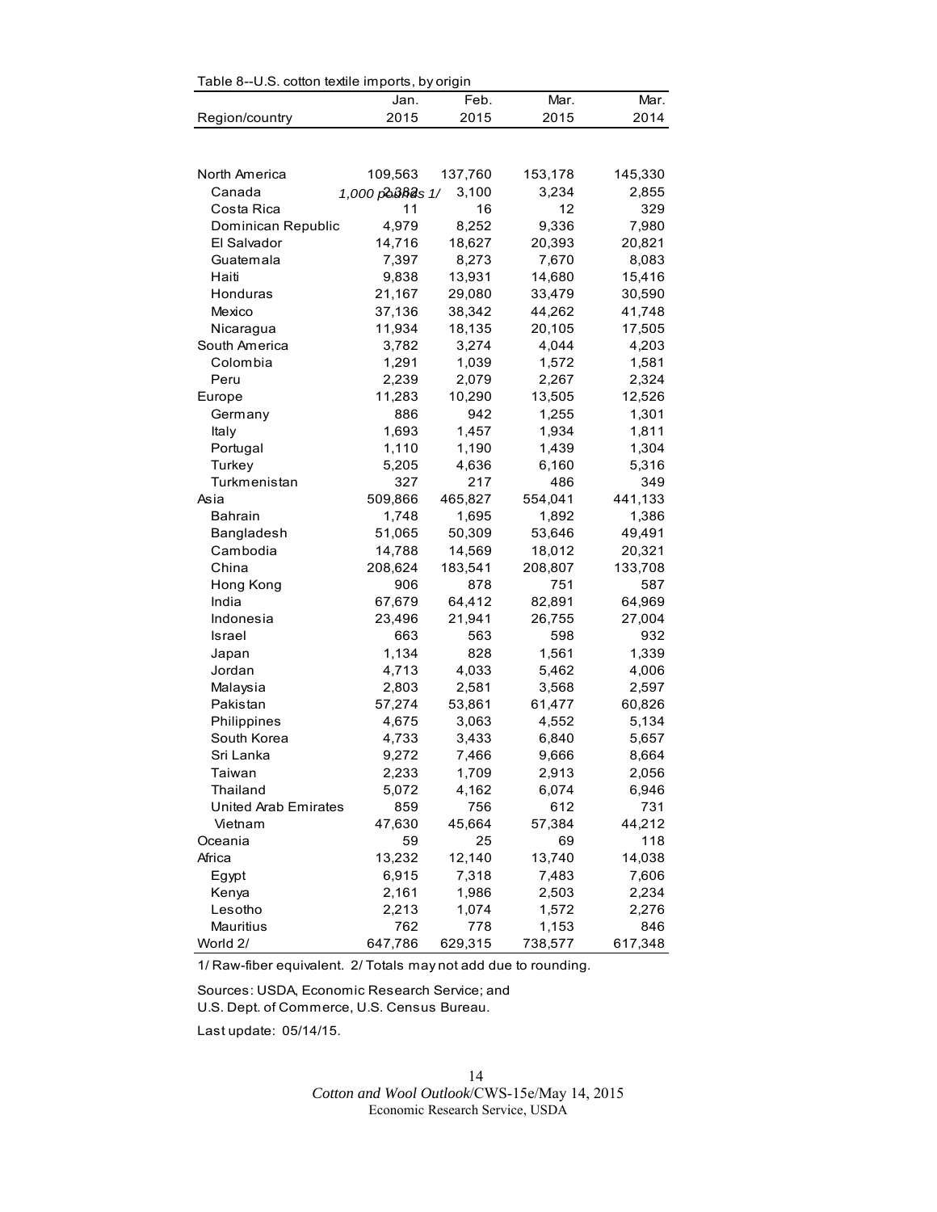Table 8--U.S. cotton textile imports, by origin

| Region/country | Jan. 2015 | Feb. 2015 | Mar. 2015 | Mar. 2014 |
|---|---|---|---|---|
| | *1,000 pounds 1/* | | | |
| North America | 109,563 | 137,760 | 153,178 | 145,330 |
| Canada | 2,382 | 3,100 | 3,234 | 2,855 |
| Costa Rica | 11 | 16 | 12 | 329 |
| Dominican Republic | 4,979 | 8,252 | 9,336 | 7,980 |
| El Salvador | 14,716 | 18,627 | 20,393 | 20,821 |
| Guatemala | 7,397 | 8,273 | 7,670 | 8,083 |
| Haiti | 9,838 | 13,931 | 14,680 | 15,416 |
| Honduras | 21,167 | 29,080 | 33,479 | 30,590 |
| Mexico | 37,136 | 38,342 | 44,262 | 41,748 |
| Nicaragua | 11,934 | 18,135 | 20,105 | 17,505 |
| South America | 3,782 | 3,274 | 4,044 | 4,203 |
| Colombia | 1,291 | 1,039 | 1,572 | 1,581 |
| Peru | 2,239 | 2,079 | 2,267 | 2,324 |
| Europe | 11,283 | 10,290 | 13,505 | 12,526 |
| Germany | 886 | 942 | 1,255 | 1,301 |
| Italy | 1,693 | 1,457 | 1,934 | 1,811 |
| Portugal | 1,110 | 1,190 | 1,439 | 1,304 |
| Turkey | 5,205 | 4,636 | 6,160 | 5,316 |
| Turkmenistan | 327 | 217 | 486 | 349 |
| Asia | 509,866 | 465,827 | 554,041 | 441,133 |
| Bahrain | 1,748 | 1,695 | 1,892 | 1,386 |
| Bangladesh | 51,065 | 50,309 | 53,646 | 49,491 |
| Cambodia | 14,788 | 14,569 | 18,012 | 20,321 |
| China | 208,624 | 183,541 | 208,807 | 133,708 |
| Hong Kong | 906 | 878 | 751 | 587 |
| India | 67,679 | 64,412 | 82,891 | 64,969 |
| Indonesia | 23,496 | 21,941 | 26,755 | 27,004 |
| Israel | 663 | 563 | 598 | 932 |
| Japan | 1,134 | 828 | 1,561 | 1,339 |
| Jordan | 4,713 | 4,033 | 5,462 | 4,006 |
| Malaysia | 2,803 | 2,581 | 3,568 | 2,597 |
| Pakistan | 57,274 | 53,861 | 61,477 | 60,826 |
| Philippines | 4,675 | 3,063 | 4,552 | 5,134 |
| South Korea | 4,733 | 3,433 | 6,840 | 5,657 |
| Sri Lanka | 9,272 | 7,466 | 9,666 | 8,664 |
| Taiwan | 2,233 | 1,709 | 2,913 | 2,056 |
| Thailand | 5,072 | 4,162 | 6,074 | 6,946 |
| United Arab Emirates | 859 | 756 | 612 | 731 |
| Vietnam | 47,630 | 45,664 | 57,384 | 44,212 |
| Oceania | 59 | 25 | 69 | 118 |
| Africa | 13,232 | 12,140 | 13,740 | 14,038 |
| Egypt | 6,915 | 7,318 | 7,483 | 7,606 |
| Kenya | 2,161 | 1,986 | 2,503 | 2,234 |
| Lesotho | 2,213 | 1,074 | 1,572 | 2,276 |
| Mauritius | 762 | 778 | 1,153 | 846 |
| World 2/ | 647,786 | 629,315 | 738,577 | 617,348 |

1/ Raw-fiber equivalent. 2/ Totals may not add due to rounding.

Sources: USDA, Economic Research Service; and U.S. Dept. of Commerce, U.S. Census Bureau.

Last update: 05/14/15.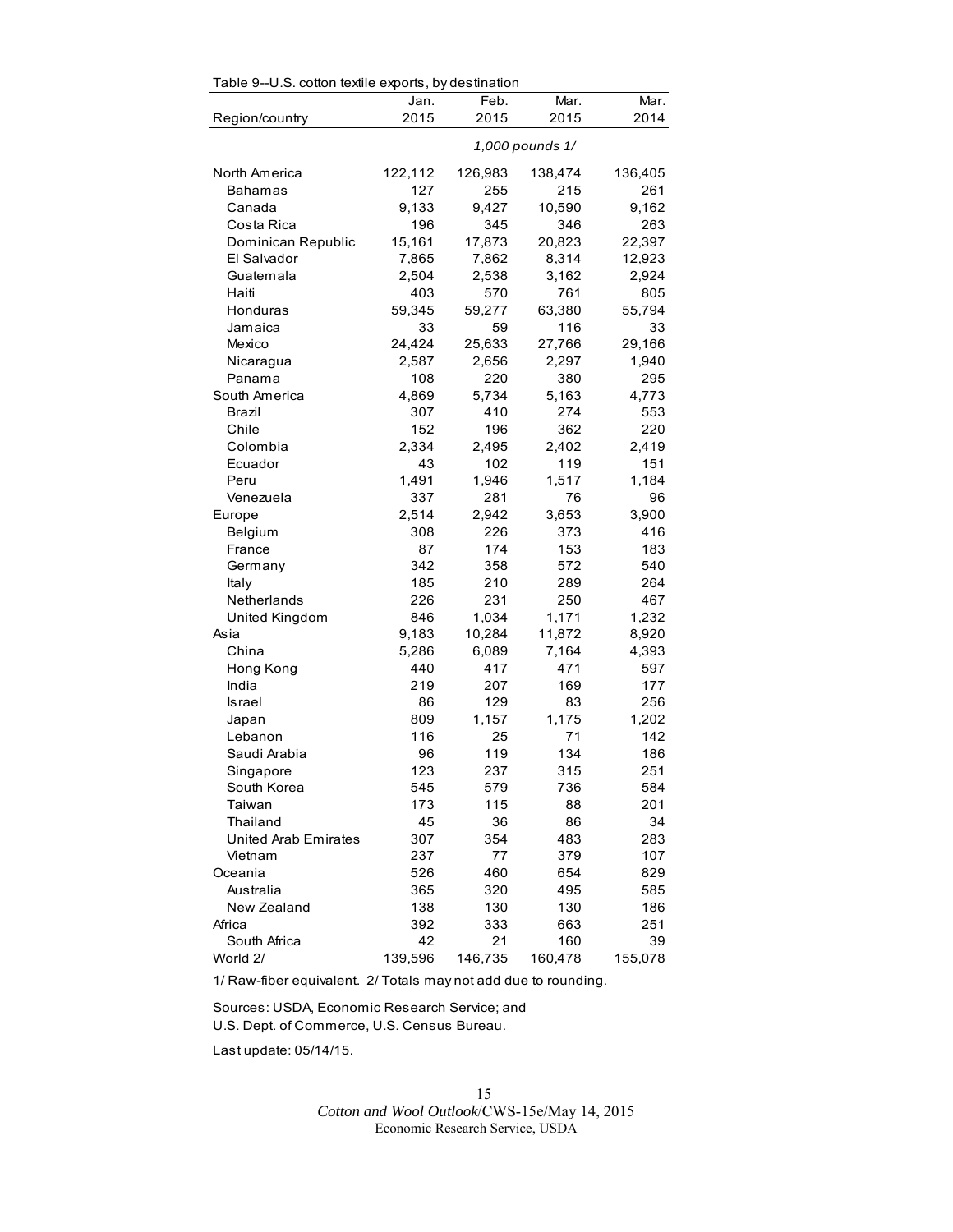Table 9--U.S. cotton textile exports, by destination

| Region/country | Jan. 2015 | Feb. 2015 | Mar. 2015 | Mar. 2014 |
|---|---|---|---|---|
| | *1,000 pounds 1/* | | | |
| North America | 122,112 | 126,983 | 138,474 | 136,405 |
| Bahamas | 127 | 255 | 215 | 261 |
| Canada | 9,133 | 9,427 | 10,590 | 9,162 |
| Costa Rica | 196 | 345 | 346 | 263 |
| Dominican Republic | 15,161 | 17,873 | 20,823 | 22,397 |
| El Salvador | 7,865 | 7,862 | 8,314 | 12,923 |
| Guatemala | 2,504 | 2,538 | 3,162 | 2,924 |
| Haiti | 403 | 570 | 761 | 805 |
| Honduras | 59,345 | 59,277 | 63,380 | 55,794 |
| Jamaica | 33 | 59 | 116 | 33 |
| Mexico | 24,424 | 25,633 | 27,766 | 29,166 |
| Nicaragua | 2,587 | 2,656 | 2,297 | 1,940 |
| Panama | 108 | 220 | 380 | 295 |
| South America | 4,869 | 5,734 | 5,163 | 4,773 |
| Brazil | 307 | 410 | 274 | 553 |
| Chile | 152 | 196 | 362 | 220 |
| Colombia | 2,334 | 2,495 | 2,402 | 2,419 |
| Ecuador | 43 | 102 | 119 | 151 |
| Peru | 1,491 | 1,946 | 1,517 | 1,184 |
| Venezuela | 337 | 281 | 76 | 96 |
| Europe | 2,514 | 2,942 | 3,653 | 3,900 |
| Belgium | 308 | 226 | 373 | 416 |
| France | 87 | 174 | 153 | 183 |
| Germany | 342 | 358 | 572 | 540 |
| Italy | 185 | 210 | 289 | 264 |
| Netherlands | 226 | 231 | 250 | 467 |
| United Kingdom | 846 | 1,034 | 1,171 | 1,232 |
| Asia | 9,183 | 10,284 | 11,872 | 8,920 |
| China | 5,286 | 6,089 | 7,164 | 4,393 |
| Hong Kong | 440 | 417 | 471 | 597 |
| India | 219 | 207 | 169 | 177 |
| Israel | 86 | 129 | 83 | 256 |
| Japan | 809 | 1,157 | 1,175 | 1,202 |
| Lebanon | 116 | 25 | 71 | 142 |
| Saudi Arabia | 96 | 119 | 134 | 186 |
| Singapore | 123 | 237 | 315 | 251 |
| South Korea | 545 | 579 | 736 | 584 |
| Taiwan | 173 | 115 | 88 | 201 |
| Thailand | 45 | 36 | 86 | 34 |
| United Arab Emirates | 307 | 354 | 483 | 283 |
| Vietnam | 237 | 77 | 379 | 107 |
| Oceania | 526 | 460 | 654 | 829 |
| Australia | 365 | 320 | 495 | 585 |
| New Zealand | 138 | 130 | 130 | 186 |
| Africa | 392 | 333 | 663 | 251 |
| South Africa | 42 | 21 | 160 | 39 |
| World 2/ | 139,596 | 146,735 | 160,478 | 155,078 |

1/ Raw-fiber equivalent. 2/ Totals may not add due to rounding.

Sources: USDA, Economic Research Service; and
U.S. Dept. of Commerce, U.S. Census Bureau.

Last update: 05/14/15.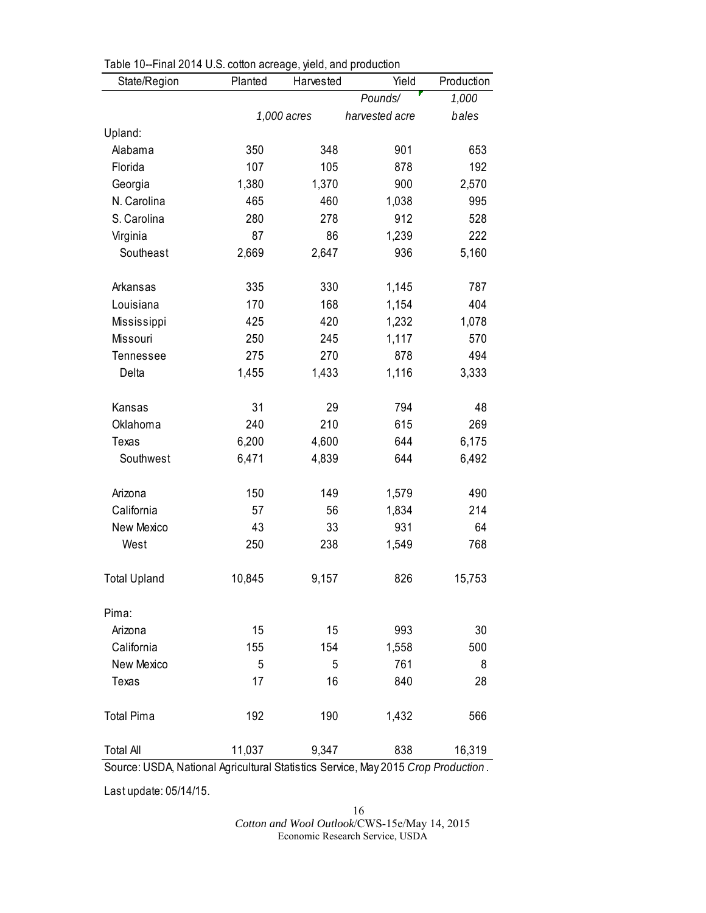Table 10--Final 2014 U.S. cotton acreage, yield, and production

| State/Region | Planted | Harvested | Yield | Production |
|---|---|---|---|---|
| | | | *Pounds/* | *1,000* |
| | *1,000 acres* | | *harvested acre* | *bales* |
| Upland: | | | | |
| Alabama | 350 | 348 | 901 | 653 |
| Florida | 107 | 105 | 878 | 192 |
| Georgia | 1,380 | 1,370 | 900 | 2,570 |
| N. Carolina | 465 | 460 | 1,038 | 995 |
| S. Carolina | 280 | 278 | 912 | 528 |
| Virginia | 87 | 86 | 1,239 | 222 |
| Southeast | 2,669 | 2,647 | 936 | 5,160 |
| | | | | |
| Arkansas | 335 | 330 | 1,145 | 787 |
| Louisiana | 170 | 168 | 1,154 | 404 |
| Mississippi | 425 | 420 | 1,232 | 1,078 |
| Missouri | 250 | 245 | 1,117 | 570 |
| Tennessee | 275 | 270 | 878 | 494 |
| Delta | 1,455 | 1,433 | 1,116 | 3,333 |
| | | | | |
| Kansas | 31 | 29 | 794 | 48 |
| Oklahoma | 240 | 210 | 615 | 269 |
| Texas | 6,200 | 4,600 | 644 | 6,175 |
| Southwest | 6,471 | 4,839 | 644 | 6,492 |
| | | | | |
| Arizona | 150 | 149 | 1,579 | 490 |
| California | 57 | 56 | 1,834 | 214 |
| New Mexico | 43 | 33 | 931 | 64 |
| West | 250 | 238 | 1,549 | 768 |
| | | | | |
| Total Upland | 10,845 | 9,157 | 826 | 15,753 |
| | | | | |
| Pima: | | | | |
| Arizona | 15 | 15 | 993 | 30 |
| California | 155 | 154 | 1,558 | 500 |
| New Mexico | 5 | 5 | 761 | 8 |
| Texas | 17 | 16 | 840 | 28 |
| | | | | |
| Total Pima | 192 | 190 | 1,432 | 566 |
| | | | | |
| Total All | 11,037 | 9,347 | 838 | 16,319 |

Source: USDA, National Agricultural Statistics Service, May 2015 *Crop Production*.

Last update: 05/14/15.